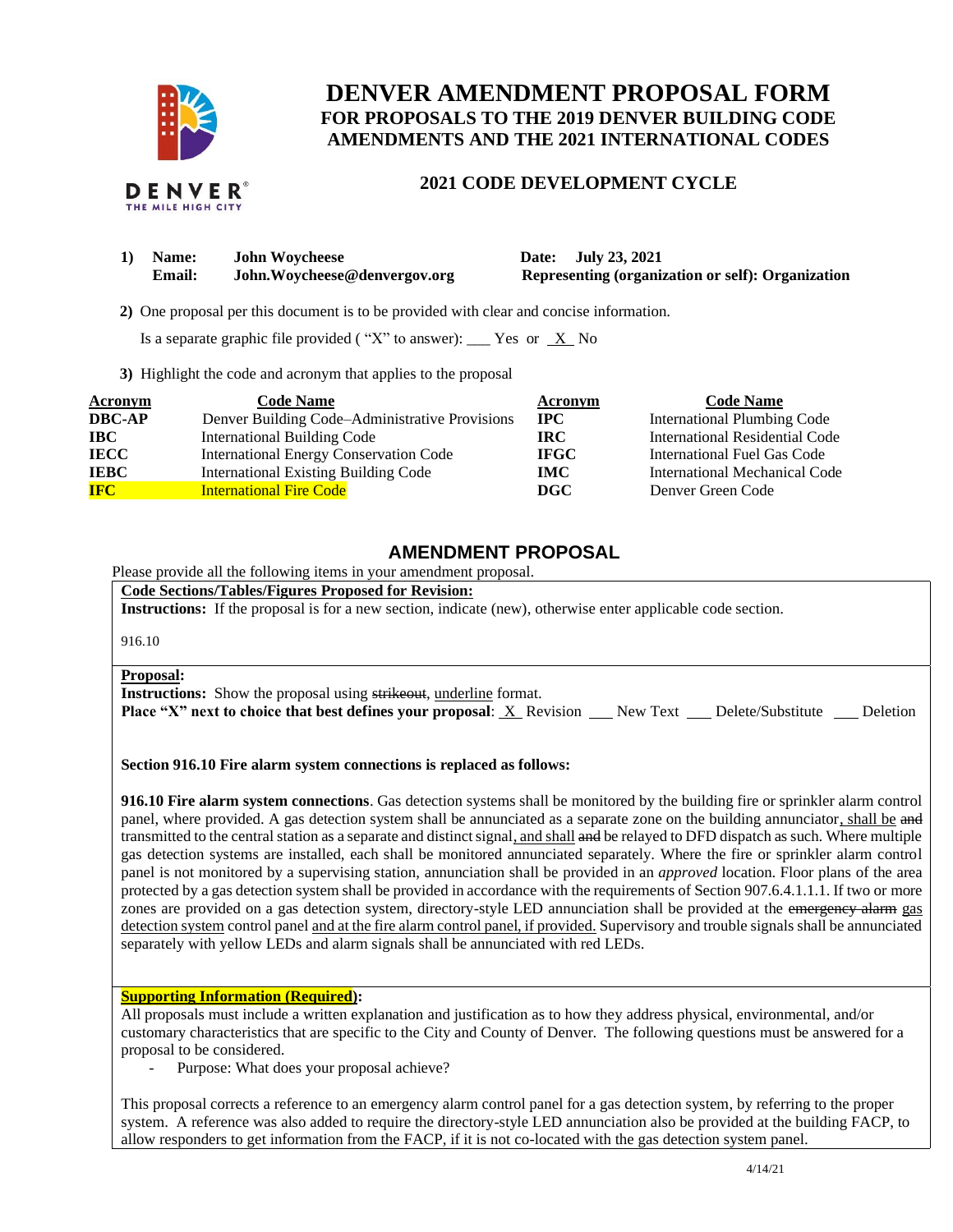# DENVER AMENDMENT PROPOSAL FORM

## FOR PROPOSALS TO THE 2019 DENVER BUILDING CODE AMENDMENTS AND THE 2021 INTERNATIONAL CODES

### 2021 CODE DEVELOPMENT CYCLE

**1) Name:** **John Woycheese** **Date: July 23, 2021**
**Email:** **John.Woycheese@denvergov.org** **Representing (organization or self): Organization**

**2)** One proposal per this document is to be provided with clear and concise information.

Is a separate graphic file provided ( "X" to answer): ___ Yes or _X_ No

**3)** Highlight the code and acronym that applies to the proposal

| Acronym | Code Name | Acronym | Code Name |
|---|---|---|---|
| **DBC-AP** | Denver Building Code–Administrative Provisions | **IPC** | International Plumbing Code |
| **IBC** | International Building Code | **IRC** | International Residential Code |
| **IECC** | International Energy Conservation Code | **IFGC** | International Fuel Gas Code |
| **IEBC** | International Existing Building Code | **IMC** | International Mechanical Code |
| **IFC** | International Fire Code | **DGC** | Denver Green Code |

## AMENDMENT PROPOSAL

Please provide all the following items in your amendment proposal.

**Code Sections/Tables/Figures Proposed for Revision:**

**Instructions:** If the proposal is for a new section, indicate (new), otherwise enter applicable code section.

916.10

**Proposal:**

**Instructions:** Show the proposal using ~~strikeout~~, <u>underline</u> format.

**Place "X" next to choice that best defines your proposal**: _X_ Revision ___ New Text ___ Delete/Substitute ___ Deletion

**Section 916.10 Fire alarm system connections is replaced as follows:**

**916.10 Fire alarm system connections**. Gas detection systems shall be monitored by the building fire or sprinkler alarm control panel, where provided. A gas detection system shall be annunciated as a separate zone on the building annunciator<u>, shall be</u> ~~and~~ transmitted to the central station as a separate and distinct signal<u>, and shall</u> ~~and~~ be relayed to DFD dispatch as such. Where multiple gas detection systems are installed, each shall be monitored annunciated separately. Where the fire or sprinkler alarm control panel is not monitored by a supervising station, annunciation shall be provided in an *approved* location. Floor plans of the area protected by a gas detection system shall be provided in accordance with the requirements of Section 907.6.4.1.1.1. If two or more zones are provided on a gas detection system, directory-style LED annunciation shall be provided at the ~~emergency alarm~~ <u>gas detection system</u> control panel <u>and at the fire alarm control panel, if provided.</u> Supervisory and trouble signals shall be annunciated separately with yellow LEDs and alarm signals shall be annunciated with red LEDs.

**Supporting Information (Required):**

All proposals must include a written explanation and justification as to how they address physical, environmental, and/or customary characteristics that are specific to the City and County of Denver. The following questions must be answered for a proposal to be considered.

- Purpose: What does your proposal achieve?

This proposal corrects a reference to an emergency alarm control panel for a gas detection system, by referring to the proper system. A reference was also added to require the directory-style LED annunciation also be provided at the building FACP, to allow responders to get information from the FACP, if it is not co-located with the gas detection system panel.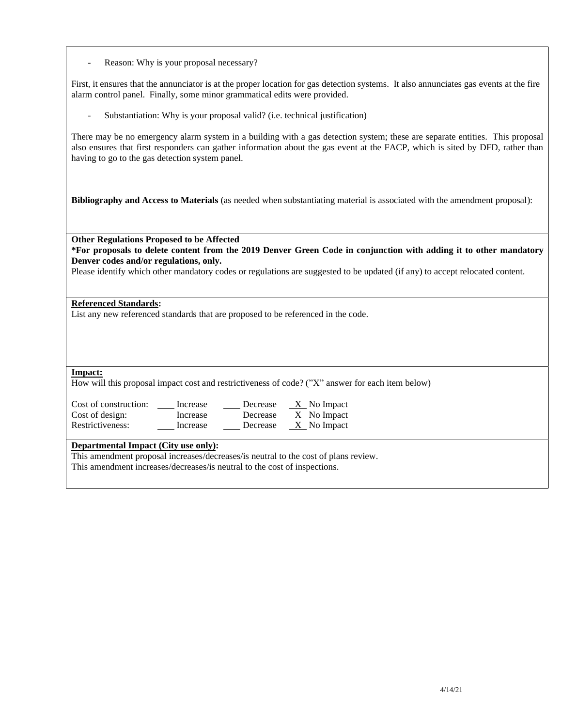- Reason: Why is your proposal necessary?

First, it ensures that the annunciator is at the proper location for gas detection systems. It also annunciates gas events at the fire alarm control panel. Finally, some minor grammatical edits were provided.

- Substantiation: Why is your proposal valid? (i.e. technical justification)

There may be no emergency alarm system in a building with a gas detection system; these are separate entities. This proposal also ensures that first responders can gather information about the gas event at the FACP, which is sited by DFD, rather than having to go to the gas detection system panel.

**Bibliography and Access to Materials** (as needed when substantiating material is associated with the amendment proposal):

**Other Regulations Proposed to be Affected**

**\*For proposals to delete content from the 2019 Denver Green Code in conjunction with adding it to other mandatory Denver codes and/or regulations, only.**

Please identify which other mandatory codes or regulations are suggested to be updated (if any) to accept relocated content.

**Referenced Standards:**

List any new referenced standards that are proposed to be referenced in the code.

**Impact:**

How will this proposal impact cost and restrictiveness of code? ("X" answer for each item below)

| | | | |
|---|---|---|---|
| Cost of construction: | ___ Increase | ___ Decrease | _X_ No Impact |
| Cost of design: | ___ Increase | ___ Decrease | _X_ No Impact |
| Restrictiveness: | ___ Increase | ___ Decrease | _X_ No Impact |

**Departmental Impact (City use only):**

This amendment proposal increases/decreases/is neutral to the cost of plans review.

This amendment increases/decreases/is neutral to the cost of inspections.